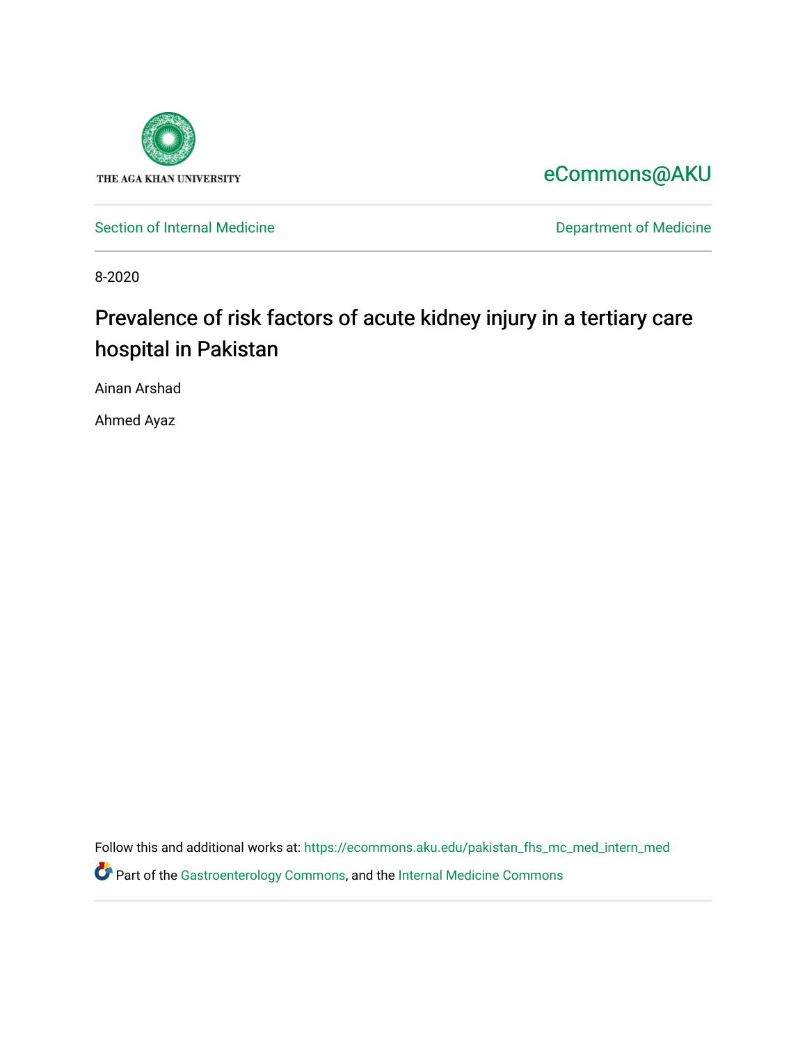THE AGA KHAN UNIVERSITY

eCommons@AKU

Section of Internal Medicine

Department of Medicine

8-2020

# Prevalence of risk factors of acute kidney injury in a tertiary care hospital in Pakistan

Ainan Arshad

Ahmed Ayaz

Follow this and additional works at: https://ecommons.aku.edu/pakistan_fhs_mc_med_intern_med

Part of the Gastroenterology Commons, and the Internal Medicine Commons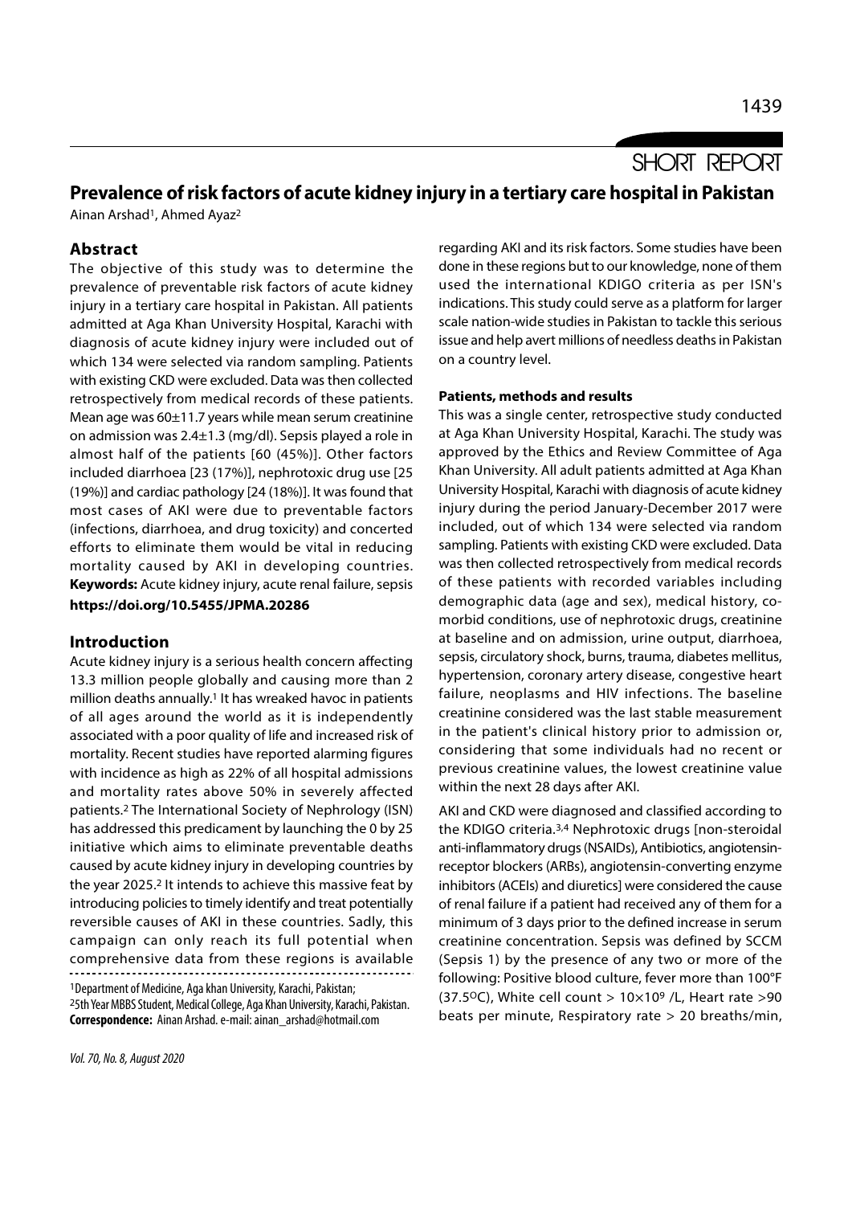SHORT REPORT

# Prevalence of risk factors of acute kidney injury in a tertiary care hospital in Pakistan

Ainan Arshad[1], Ahmed Ayaz[2]

## Abstract

The objective of this study was to determine the prevalence of preventable risk factors of acute kidney injury in a tertiary care hospital in Pakistan. All patients admitted at Aga Khan University Hospital, Karachi with diagnosis of acute kidney injury were included out of which 134 were selected via random sampling. Patients with existing CKD were excluded. Data was then collected retrospectively from medical records of these patients. Mean age was 60±11.7 years while mean serum creatinine on admission was 2.4±1.3 (mg/dl). Sepsis played a role in almost half of the patients [60 (45%)]. Other factors included diarrhoea [23 (17%)], nephrotoxic drug use [25 (19%)] and cardiac pathology [24 (18%)]. It was found that most cases of AKI were due to preventable factors (infections, diarrhoea, and drug toxicity) and concerted efforts to eliminate them would be vital in reducing mortality caused by AKI in developing countries.

**Keywords:** Acute kidney injury, acute renal failure, sepsis

**https://doi.org/10.5455/JPMA.20286**

## Introduction

Acute kidney injury is a serious health concern affecting 13.3 million people globally and causing more than 2 million deaths annually.[1] It has wreaked havoc in patients of all ages around the world as it is independently associated with a poor quality of life and increased risk of mortality. Recent studies have reported alarming figures with incidence as high as 22% of all hospital admissions and mortality rates above 50% in severely affected patients.[2] The International Society of Nephrology (ISN) has addressed this predicament by launching the 0 by 25 initiative which aims to eliminate preventable deaths caused by acute kidney injury in developing countries by the year 2025.[2] It intends to achieve this massive feat by introducing policies to timely identify and treat potentially reversible causes of AKI in these countries. Sadly, this campaign can only reach its full potential when comprehensive data from these regions is available regarding AKI and its risk factors. Some studies have been done in these regions but to our knowledge, none of them used the international KDIGO criteria as per ISN's indications. This study could serve as a platform for larger scale nation-wide studies in Pakistan to tackle this serious issue and help avert millions of needless deaths in Pakistan on a country level.

[1]Department of Medicine, Aga khan University, Karachi, Pakistan;
[2]5th Year MBBS Student, Medical College, Aga Khan University, Karachi, Pakistan.
**Correspondence:** Ainan Arshad. e-mail: ainan_arshad@hotmail.com

#### Patients, methods and results

This was a single center, retrospective study conducted at Aga Khan University Hospital, Karachi. The study was approved by the Ethics and Review Committee of Aga Khan University. All adult patients admitted at Aga Khan University Hospital, Karachi with diagnosis of acute kidney injury during the period January-December 2017 were included, out of which 134 were selected via random sampling. Patients with existing CKD were excluded. Data was then collected retrospectively from medical records of these patients with recorded variables including demographic data (age and sex), medical history, co-morbid conditions, use of nephrotoxic drugs, creatinine at baseline and on admission, urine output, diarrhoea, sepsis, circulatory shock, burns, trauma, diabetes mellitus, hypertension, coronary artery disease, congestive heart failure, neoplasms and HIV infections. The baseline creatinine considered was the last stable measurement in the patient's clinical history prior to admission or, considering that some individuals had no recent or previous creatinine values, the lowest creatinine value within the next 28 days after AKI.

AKI and CKD were diagnosed and classified according to the KDIGO criteria.[3,4] Nephrotoxic drugs [non-steroidal anti-inflammatory drugs (NSAIDs), Antibiotics, angiotensin-receptor blockers (ARBs), angiotensin-converting enzyme inhibitors (ACEIs) and diuretics] were considered the cause of renal failure if a patient had received any of them for a minimum of 3 days prior to the defined increase in serum creatinine concentration. Sepsis was defined by SCCM (Sepsis 1) by the presence of any two or more of the following: Positive blood culture, fever more than 100°F (37.5°C), White cell count > $10\times10^9$ /L, Heart rate >90 beats per minute, Respiratory rate > 20 breaths/min,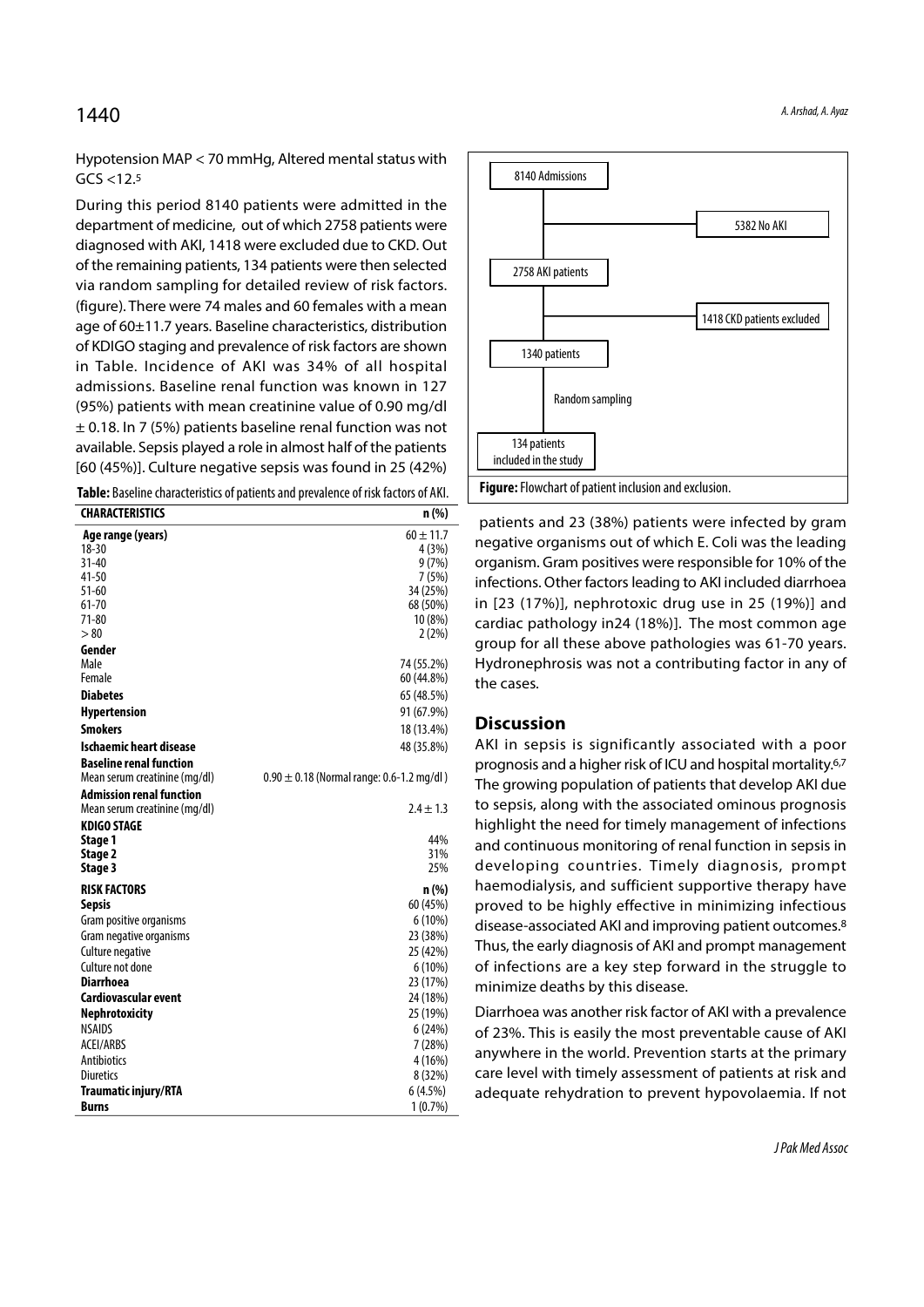Hypotension MAP < 70 mmHg, Altered mental status with GCS <12.[5]

During this period 8140 patients were admitted in the department of medicine, out of which 2758 patients were diagnosed with AKI, 1418 were excluded due to CKD. Out of the remaining patients, 134 patients were then selected via random sampling for detailed review of risk factors. (figure). There were 74 males and 60 females with a mean age of 60±11.7 years. Baseline characteristics, distribution of KDIGO staging and prevalence of risk factors are shown in Table. Incidence of AKI was 34% of all hospital admissions. Baseline renal function was known in 127 (95%) patients with mean creatinine value of 0.90 mg/dl ± 0.18. In 7 (5%) patients baseline renal function was not available. Sepsis played a role in almost half of the patients [60 (45%)]. Culture negative sepsis was found in 25 (42%) patients and 23 (38%) patients were infected by gram negative organisms out of which E. Coli was the leading organism. Gram positives were responsible for 10% of the infections. Other factors leading to AKI included diarrhoea in [23 (17%)], nephrotoxic drug use in 25 (19%)] and cardiac pathology in24 (18%)]. The most common age group for all these above pathologies was 61-70 years. Hydronephrosis was not a contributing factor in any of the cases.

**Table:** Baseline characteristics of patients and prevalence of risk factors of AKI.

| CHARACTERISTICS | n (%) |
|---|---|
| **Age range (years)** | 60 ± 11.7 |
| 18-30 | 4 (3%) |
| 31-40 | 9 (7%) |
| 41-50 | 7 (5%) |
| 51-60 | 34 (25%) |
| 61-70 | 68 (50%) |
| 71-80 | 10 (8%) |
| > 80 | 2 (2%) |
| **Gender** | |
| Male | 74 (55.2%) |
| Female | 60 (44.8%) |
| **Diabetes** | 65 (48.5%) |
| **Hypertension** | 91 (67.9%) |
| **Smokers** | 18 (13.4%) |
| **Ischaemic heart disease** | 48 (35.8%) |
| **Baseline renal function** | |
| Mean serum creatinine (mg/dl) | 0.90 ± 0.18 (Normal range: 0.6-1.2 mg/dl ) |
| **Admission renal function** | |
| Mean serum creatinine (mg/dl) | 2.4 ± 1.3 |
| **KDIGO STAGE** | |
| **Stage 1** | 44% |
| **Stage 2** | 31% |
| **Stage 3** | 25% |
| **RISK FACTORS** | **n (%)** |
| **Sepsis** | 60 (45%) |
| Gram positive organisms | 6 (10%) |
| Gram negative organisms | 23 (38%) |
| Culture negative | 25 (42%) |
| Culture not done | 6 (10%) |
| **Diarrhoea** | 23 (17%) |
| **Cardiovascular event** | 24 (18%) |
| **Nephrotoxicity** | 25 (19%) |
| NSAIDS | 6 (24%) |
| ACEI/ARBS | 7 (28%) |
| Antibiotics | 4 (16%) |
| Diuretics | 8 (32%) |
| **Traumatic injury/RTA** | 6 (4.5%) |
| **Burns** | 1 (0.7%) |

8140 Admissions → 5382 No AKI

2758 AKI patients → 1418 CKD patients excluded

1340 patients → Random sampling

134 patients included in the study

**Figure:** Flowchart of patient inclusion and exclusion.

## Discussion

AKI in sepsis is significantly associated with a poor prognosis and a higher risk of ICU and hospital mortality.[6,7] The growing population of patients that develop AKI due to sepsis, along with the associated ominous prognosis highlight the need for timely management of infections and continuous monitoring of renal function in sepsis in developing countries. Timely diagnosis, prompt haemodialysis, and sufficient supportive therapy have proved to be highly effective in minimizing infectious disease-associated AKI and improving patient outcomes.[8] Thus, the early diagnosis of AKI and prompt management of infections are a key step forward in the struggle to minimize deaths by this disease.

Diarrhoea was another risk factor of AKI with a prevalence of 23%. This is easily the most preventable cause of AKI anywhere in the world. Prevention starts at the primary care level with timely assessment of patients at risk and adequate rehydration to prevent hypovolaemia. If not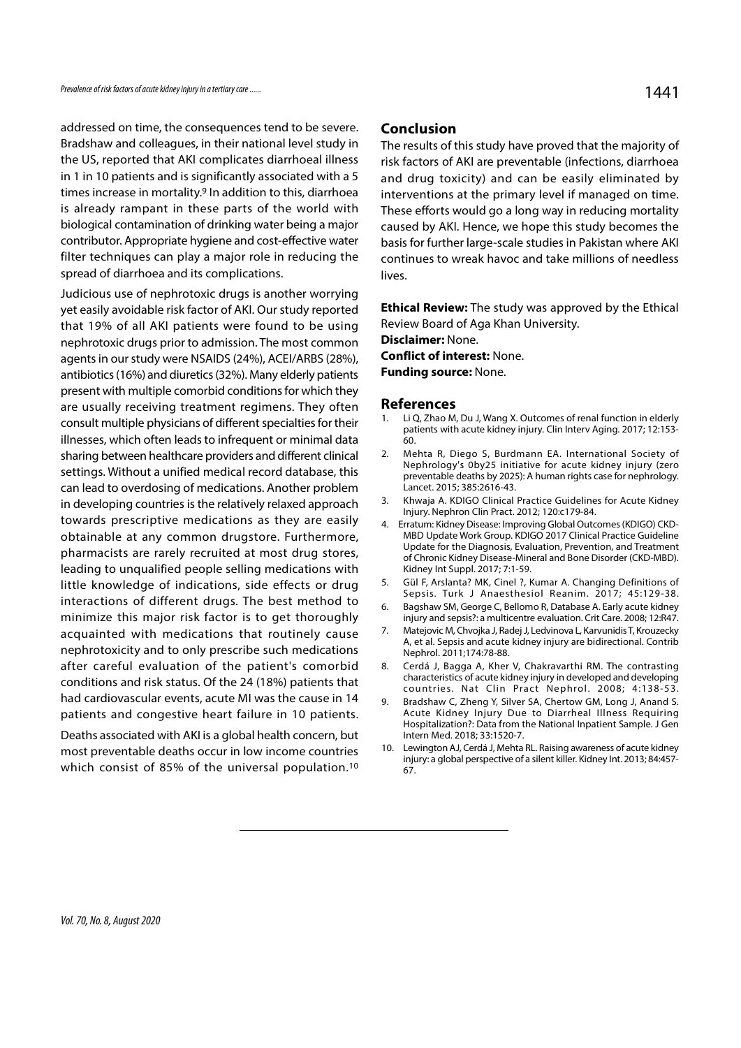addressed on time, the consequences tend to be severe. Bradshaw and colleagues, in their national level study in the US, reported that AKI complicates diarrhoeal illness in 1 in 10 patients and is significantly associated with a 5 times increase in mortality.[9] In addition to this, diarrhoea is already rampant in these parts of the world with biological contamination of drinking water being a major contributor. Appropriate hygiene and cost-effective water filter techniques can play a major role in reducing the spread of diarrhoea and its complications.

Judicious use of nephrotoxic drugs is another worrying yet easily avoidable risk factor of AKI. Our study reported that 19% of all AKI patients were found to be using nephrotoxic drugs prior to admission. The most common agents in our study were NSAIDS (24%), ACEI/ARBS (28%), antibiotics (16%) and diuretics (32%). Many elderly patients present with multiple comorbid conditions for which they are usually receiving treatment regimens. They often consult multiple physicians of different specialties for their illnesses, which often leads to infrequent or minimal data sharing between healthcare providers and different clinical settings. Without a unified medical record database, this can lead to overdosing of medications. Another problem in developing countries is the relatively relaxed approach towards prescriptive medications as they are easily obtainable at any common drugstore. Furthermore, pharmacists are rarely recruited at most drug stores, leading to unqualified people selling medications with little knowledge of indications, side effects or drug interactions of different drugs. The best method to minimize this major risk factor is to get thoroughly acquainted with medications that routinely cause nephrotoxicity and to only prescribe such medications after careful evaluation of the patient's comorbid conditions and risk status. Of the 24 (18%) patients that had cardiovascular events, acute MI was the cause in 14 patients and congestive heart failure in 10 patients.

Deaths associated with AKI is a global health concern, but most preventable deaths occur in low income countries which consist of 85% of the universal population.[10]

## Conclusion

The results of this study have proved that the majority of risk factors of AKI are preventable (infections, diarrhoea and drug toxicity) and can be easily eliminated by interventions at the primary level if managed on time. These efforts would go a long way in reducing mortality caused by AKI. Hence, we hope this study becomes the basis for further large-scale studies in Pakistan where AKI continues to wreak havoc and take millions of needless lives.

**Ethical Review:** The study was approved by the Ethical Review Board of Aga Khan University.

**Disclaimer:** None.

**Conflict of interest:** None.

**Funding source:** None.

## References

1. Li Q, Zhao M, Du J, Wang X. Outcomes of renal function in elderly patients with acute kidney injury. Clin Interv Aging. 2017; 12:153-60.
2. Mehta R, Diego S, Burdmann EA. International Society of Nephrology's 0by25 initiative for acute kidney injury (zero preventable deaths by 2025): A human rights case for nephrology. Lancet. 2015; 385:2616-43.
3. Khwaja A. KDIGO Clinical Practice Guidelines for Acute Kidney Injury. Nephron Clin Pract. 2012; 120:c179-84.
4. Erratum: Kidney Disease: Improving Global Outcomes (KDIGO) CKD-MBD Update Work Group. KDIGO 2017 Clinical Practice Guideline Update for the Diagnosis, Evaluation, Prevention, and Treatment of Chronic Kidney Disease-Mineral and Bone Disorder (CKD-MBD). Kidney Int Suppl. 2017; 7:1-59.
5. Gül F, Arslanta? MK, Cinel ?, Kumar A. Changing Definitions of Sepsis. Turk J Anaesthesiol Reanim. 2017; 45:129-38.
6. Bagshaw SM, George C, Bellomo R, Database A. Early acute kidney injury and sepsis?: a multicentre evaluation. Crit Care. 2008; 12:R47.
7. Matejovic M, Chvojka J, Radej J, Ledvinova L, Karvunidis T, Krouzecky A, et al. Sepsis and acute kidney injury are bidirectional. Contrib Nephrol. 2011;174:78-88.
8. Cerdá J, Bagga A, Kher V, Chakravarthi RM. The contrasting characteristics of acute kidney injury in developed and developing countries. Nat Clin Pract Nephrol. 2008; 4:138-53.
9. Bradshaw C, Zheng Y, Silver SA, Chertow GM, Long J, Anand S. Acute Kidney Injury Due to Diarrheal Illness Requiring Hospitalization?: Data from the National Inpatient Sample. J Gen Intern Med. 2018; 33:1520-7.
10. Lewington AJ, Cerdá J, Mehta RL. Raising awareness of acute kidney injury: a global perspective of a silent killer. Kidney Int. 2013; 84:457-67.